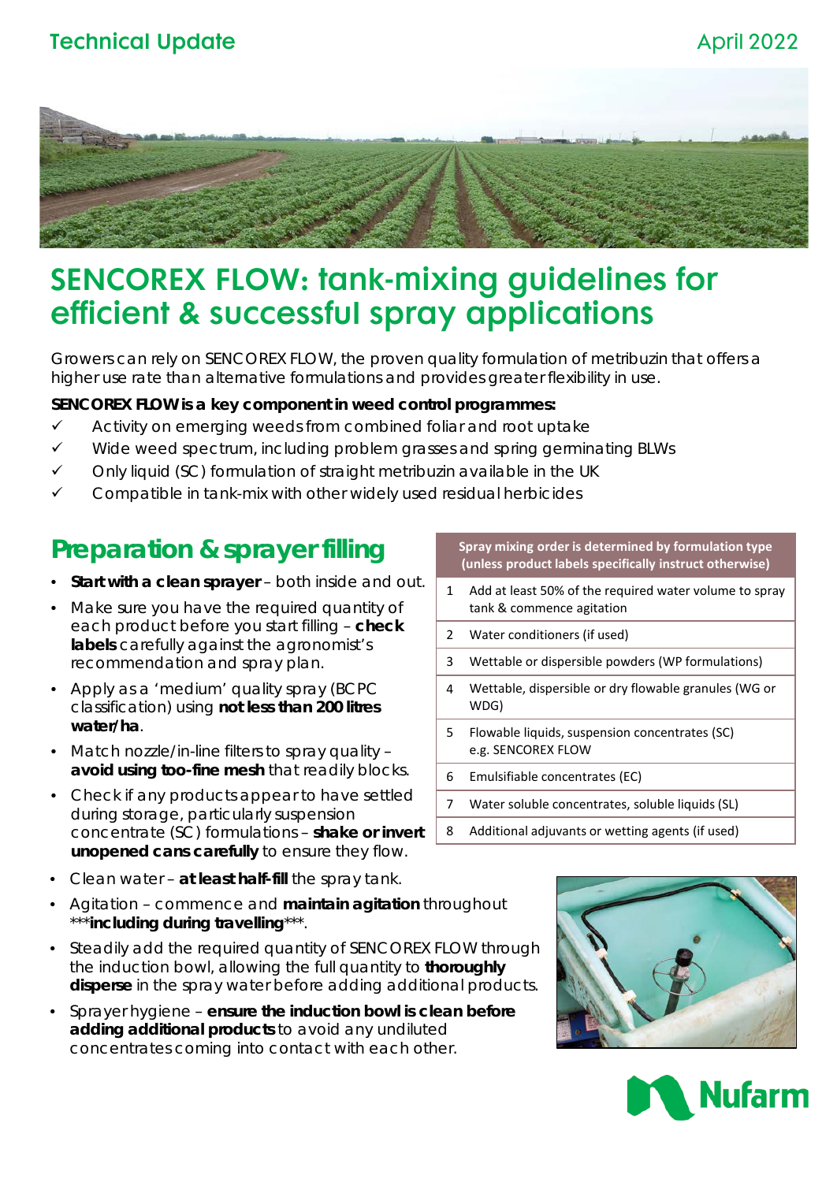Technical Update April 2022

# SENCOREX FLOW: tank-mixing guidelines for efficient & successful spray applications

Growers can rely on SENCOREX FLOW, the proven quality formulation of metribuzin that offers a higher use rate than alternative formulations and provides greater flexibility in use.

**SENCOREX FLOW is a key component in weed control programmes:**

- ✓ Activity on emerging weeds from combined foliar and root uptake
- ✓ Wide weed spectrum, including problem grasses and spring germinating BLWs
- ✓ Only liquid (SC) formulation of straight metribuzin available in the UK
- ✓ Compatible in tank-mix with other widely used residual herbicides

## Preparation & sprayer filling

- **Start with a clean sprayer** – both inside and out.
- Make sure you have the required quantity of each product before you start filling – **check labels** carefully against the agronomist's recommendation and spray plan.
- Apply as a 'medium' quality spray (BCPC classification) using **not less than 200 litres water/ha**.
- Match nozzle/in-line filters to spray quality – **avoid using too-fine mesh** that readily blocks.
- Check if any products appear to have settled during storage, particularly suspension concentrate (SC) formulations – **shake or invert unopened cans carefully** to ensure they flow.
- Clean water – **at least half-fill** the spray tank.
- Agitation – commence and **maintain agitation** throughout ***including during travelling***.
- Steadily add the required quantity of SENCOREX FLOW through the induction bowl, allowing the full quantity to **thoroughly disperse** in the spray water before adding additional products.
- Sprayer hygiene – **ensure the induction bowl is clean before adding additional products** to avoid any undiluted concentrates coming into contact with each other.

| Spray mixing order is determined by formulation type (unless product labels specifically instruct otherwise) | |
|---|---|
| 1 | Add at least 50% of the required water volume to spray tank & commence agitation |
| 2 | Water conditioners (if used) |
| 3 | Wettable or dispersible powders (WP formulations) |
| 4 | Wettable, dispersible or dry flowable granules (WG or WDG) |
| 5 | Flowable liquids, suspension concentrates (SC) e.g. SENCOREX FLOW |
| 6 | Emulsifiable concentrates (EC) |
| 7 | Water soluble concentrates, soluble liquids (SL) |
| 8 | Additional adjuvants or wetting agents (if used) |

Nufarm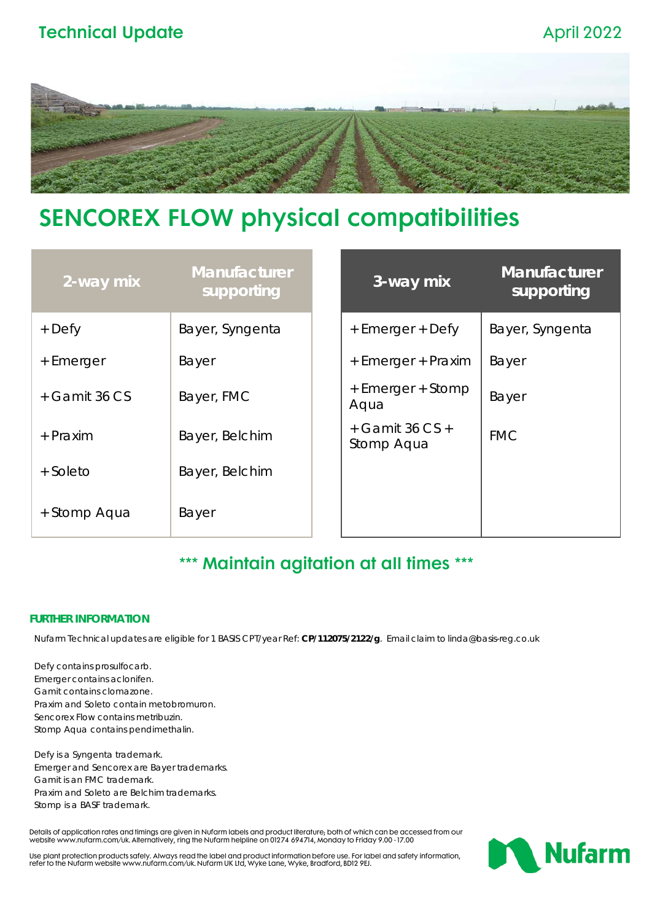Technical Update

April 2022

# SENCOREX FLOW physical compatibilities

| 2-way mix | Manufacturer supporting |
|---|---|
| + Defy | Bayer, Syngenta |
| + Emerger | Bayer |
| + Gamit 36 CS | Bayer, FMC |
| + Praxim | Bayer, Belchim |
| + Soleto | Bayer, Belchim |
| + Stomp Aqua | Bayer |

| 3-way mix | Manufacturer supporting |
|---|---|
| + Emerger + Defy | Bayer, Syngenta |
| + Emerger + Praxim | Bayer |
| + Emerger + Stomp Aqua | Bayer |
| + Gamit 36 CS + Stomp Aqua | FMC |

## *** Maintain agitation at all times ***

**FURTHER INFORMATION**

Nufarm Technical updates are eligible for 1 BASIS CPT/year Ref: **CP/112075/2122/g**. Email claim to linda@basis-reg.co.uk

Defy contains prosulfocarb.
Emerger contains aclonifen.
Gamit contains clomazone.
Praxim and Soleto contain metobromuron.
Sencorex Flow contains metribuzin.
Stomp Aqua contains pendimethalin.

Defy is a Syngenta trademark.
Emerger and Sencorex are Bayer trademarks.
Gamit is an FMC trademark.
Praxim and Soleto are Belchim trademarks.
Stomp is a BASF trademark.

Details of application rates and timings are given in Nufarm labels and product literature; both of which can be accessed from our website www.nufarm.com/uk. Alternatively, ring the Nufarm helpline on 01274 694714, Monday to Friday 9.00 - 17.00

Use plant protection products safely. Always read the label and product information before use. For label and safety information, refer to the Nufarm website www.nufarm.com/uk. Nufarm UK Ltd, Wyke Lane, Wyke, Bradford, BD12 9EJ.

Nufarm